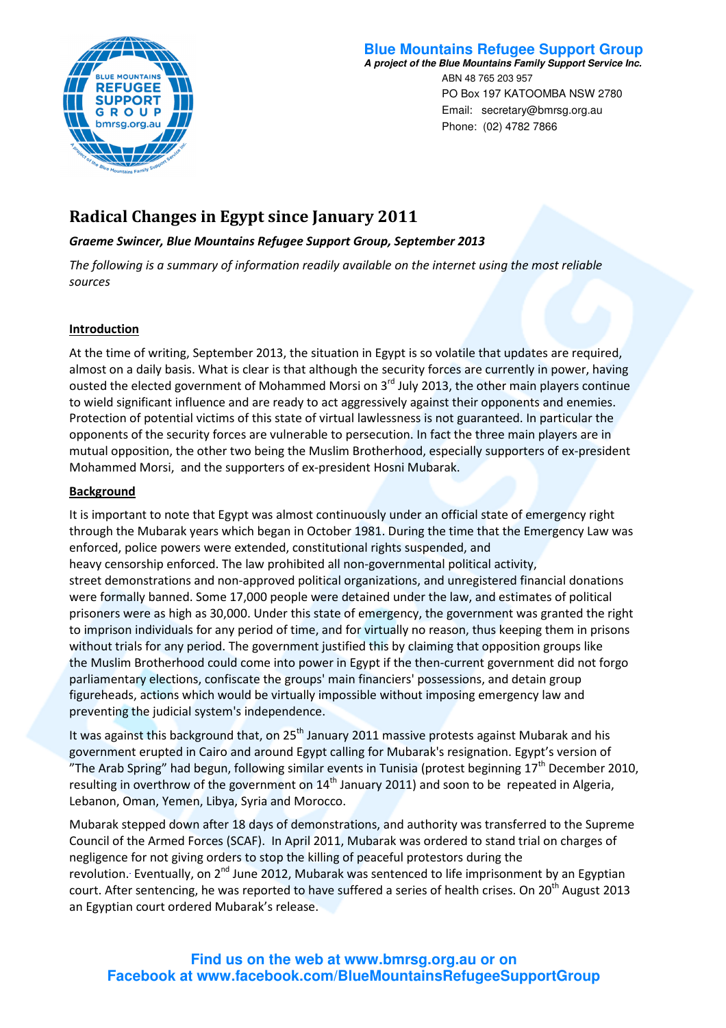**Blue Mountains Refugee Support Group**
***A project of the Blue Mountains Family Support Service Inc.***
ABN 48 765 203 957
PO Box 197 KATOOMBA NSW 2780
Email: secretary@bmrsg.org.au
Phone: (02) 4782 7866

# Radical Changes in Egypt since January 2011

***Graeme Swincer, Blue Mountains Refugee Support Group, September 2013***

*The following is a summary of information readily available on the internet using the most reliable sources*

## Introduction

At the time of writing, September 2013, the situation in Egypt is so volatile that updates are required, almost on a daily basis. What is clear is that although the security forces are currently in power, having ousted the elected government of Mohammed Morsi on 3rd July 2013, the other main players continue to wield significant influence and are ready to act aggressively against their opponents and enemies. Protection of potential victims of this state of virtual lawlessness is not guaranteed. In particular the opponents of the security forces are vulnerable to persecution. In fact the three main players are in mutual opposition, the other two being the Muslim Brotherhood, especially supporters of ex-president Mohammed Morsi, and the supporters of ex-president Hosni Mubarak.

## Background

It is important to note that Egypt was almost continuously under an official state of emergency right through the Mubarak years which began in October 1981. During the time that the Emergency Law was enforced, police powers were extended, constitutional rights suspended, and heavy censorship enforced. The law prohibited all non-governmental political activity, street demonstrations and non-approved political organizations, and unregistered financial donations were formally banned. Some 17,000 people were detained under the law, and estimates of political prisoners were as high as 30,000. Under this state of emergency, the government was granted the right to imprison individuals for any period of time, and for virtually no reason, thus keeping them in prisons without trials for any period. The government justified this by claiming that opposition groups like the Muslim Brotherhood could come into power in Egypt if the then-current government did not forgo parliamentary elections, confiscate the groups' main financiers' possessions, and detain group figureheads, actions which would be virtually impossible without imposing emergency law and preventing the judicial system's independence.

It was against this background that, on 25th January 2011 massive protests against Mubarak and his government erupted in Cairo and around Egypt calling for Mubarak's resignation. Egypt's version of "The Arab Spring" had begun, following similar events in Tunisia (protest beginning 17th December 2010, resulting in overthrow of the government on 14th January 2011) and soon to be repeated in Algeria, Lebanon, Oman, Yemen, Libya, Syria and Morocco.

Mubarak stepped down after 18 days of demonstrations, and authority was transferred to the Supreme Council of the Armed Forces (SCAF). In April 2011, Mubarak was ordered to stand trial on charges of negligence for not giving orders to stop the killing of peaceful protestors during the revolution. Eventually, on 2nd June 2012, Mubarak was sentenced to life imprisonment by an Egyptian court. After sentencing, he was reported to have suffered a series of health crises. On 20th August 2013 an Egyptian court ordered Mubarak's release.

**Find us on the web at www.bmrsg.org.au or on Facebook at www.facebook.com/BlueMountainsRefugeeSupportGroup**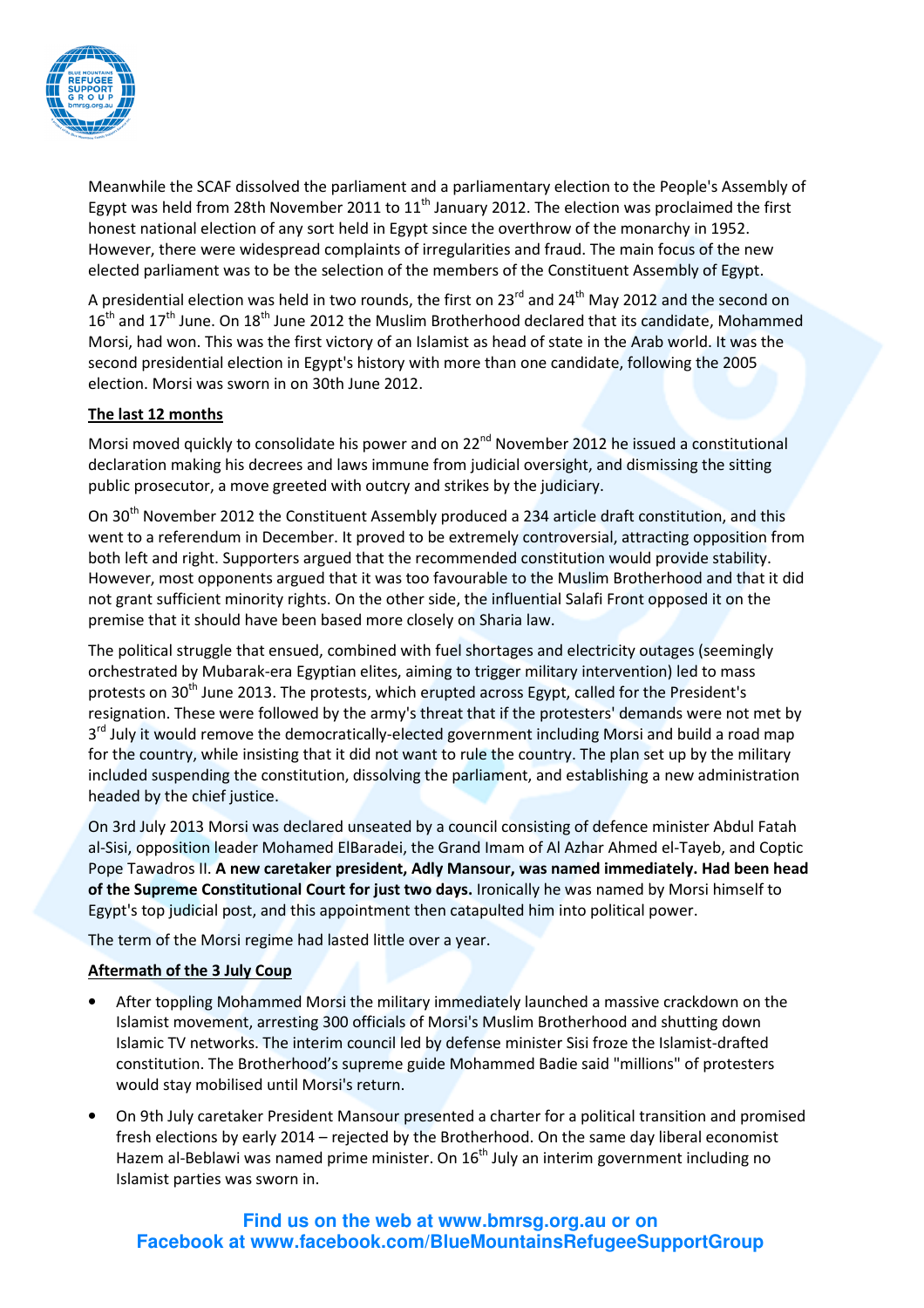Meanwhile the SCAF dissolved the parliament and a parliamentary election to the People's Assembly of Egypt was held from 28th November 2011 to 11th January 2012. The election was proclaimed the first honest national election of any sort held in Egypt since the overthrow of the monarchy in 1952. However, there were widespread complaints of irregularities and fraud. The main focus of the new elected parliament was to be the selection of the members of the Constituent Assembly of Egypt.

A presidential election was held in two rounds, the first on 23rd and 24th May 2012 and the second on 16th and 17th June. On 18th June 2012 the Muslim Brotherhood declared that its candidate, Mohammed Morsi, had won. This was the first victory of an Islamist as head of state in the Arab world. It was the second presidential election in Egypt's history with more than one candidate, following the 2005 election. Morsi was sworn in on 30th June 2012.

**The last 12 months**

Morsi moved quickly to consolidate his power and on 22nd November 2012 he issued a constitutional declaration making his decrees and laws immune from judicial oversight, and dismissing the sitting public prosecutor, a move greeted with outcry and strikes by the judiciary.

On 30th November 2012 the Constituent Assembly produced a 234 article draft constitution, and this went to a referendum in December. It proved to be extremely controversial, attracting opposition from both left and right. Supporters argued that the recommended constitution would provide stability. However, most opponents argued that it was too favourable to the Muslim Brotherhood and that it did not grant sufficient minority rights. On the other side, the influential Salafi Front opposed it on the premise that it should have been based more closely on Sharia law.

The political struggle that ensued, combined with fuel shortages and electricity outages (seemingly orchestrated by Mubarak-era Egyptian elites, aiming to trigger military intervention) led to mass protests on 30th June 2013. The protests, which erupted across Egypt, called for the President's resignation. These were followed by the army's threat that if the protesters' demands were not met by 3rd July it would remove the democratically-elected government including Morsi and build a road map for the country, while insisting that it did not want to rule the country. The plan set up by the military included suspending the constitution, dissolving the parliament, and establishing a new administration headed by the chief justice.

On 3rd July 2013 Morsi was declared unseated by a council consisting of defence minister Abdul Fatah al-Sisi, opposition leader Mohamed ElBaradei, the Grand Imam of Al Azhar Ahmed el-Tayeb, and Coptic Pope Tawadros II. **A new caretaker president, Adly Mansour, was named immediately. Had been head of the Supreme Constitutional Court for just two days.** Ironically he was named by Morsi himself to Egypt's top judicial post, and this appointment then catapulted him into political power.

The term of the Morsi regime had lasted little over a year.

**Aftermath of the 3 July Coup**

- After toppling Mohammed Morsi the military immediately launched a massive crackdown on the Islamist movement, arresting 300 officials of Morsi's Muslim Brotherhood and shutting down Islamic TV networks. The interim council led by defense minister Sisi froze the Islamist-drafted constitution. The Brotherhood's supreme guide Mohammed Badie said "millions" of protesters would stay mobilised until Morsi's return.
- On 9th July caretaker President Mansour presented a charter for a political transition and promised fresh elections by early 2014 – rejected by the Brotherhood. On the same day liberal economist Hazem al-Beblawi was named prime minister. On 16th July an interim government including no Islamist parties was sworn in.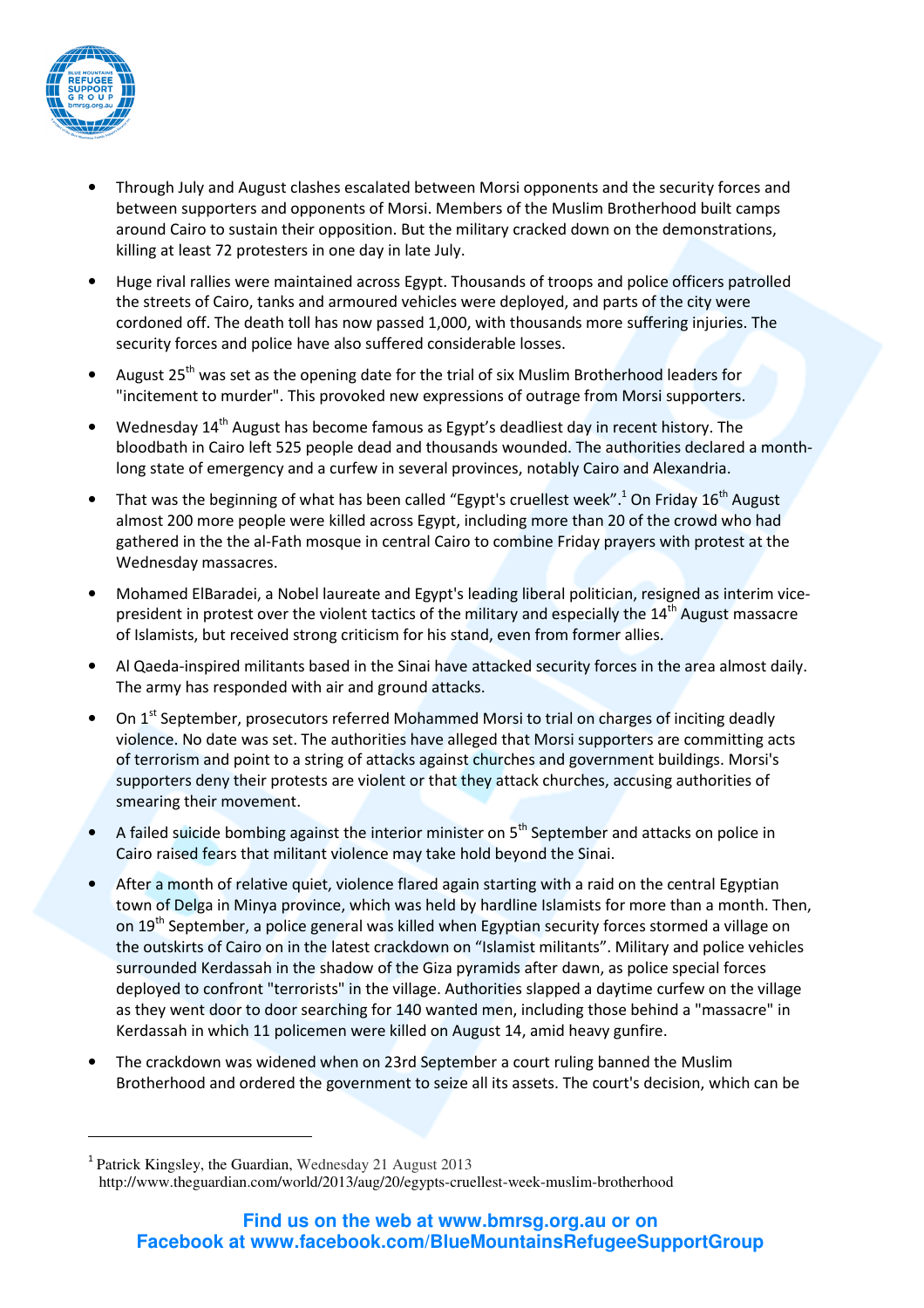- Through July and August clashes escalated between Morsi opponents and the security forces and between supporters and opponents of Morsi. Members of the Muslim Brotherhood built camps around Cairo to sustain their opposition. But the military cracked down on the demonstrations, killing at least 72 protesters in one day in late July.

- Huge rival rallies were maintained across Egypt. Thousands of troops and police officers patrolled the streets of Cairo, tanks and armoured vehicles were deployed, and parts of the city were cordoned off. The death toll has now passed 1,000, with thousands more suffering injuries. The security forces and police have also suffered considerable losses.

- August 25th was set as the opening date for the trial of six Muslim Brotherhood leaders for "incitement to murder". This provoked new expressions of outrage from Morsi supporters.

- Wednesday 14th August has become famous as Egypt's deadliest day in recent history. The bloodbath in Cairo left 525 people dead and thousands wounded. The authorities declared a month-long state of emergency and a curfew in several provinces, notably Cairo and Alexandria.

- That was the beginning of what has been called "Egypt's cruellest week".[1] On Friday 16th August almost 200 more people were killed across Egypt, including more than 20 of the crowd who had gathered in the the al-Fath mosque in central Cairo to combine Friday prayers with protest at the Wednesday massacres.

- Mohamed ElBaradei, a Nobel laureate and Egypt's leading liberal politician, resigned as interim vice-president in protest over the violent tactics of the military and especially the 14th August massacre of Islamists, but received strong criticism for his stand, even from former allies.

- Al Qaeda-inspired militants based in the Sinai have attacked security forces in the area almost daily. The army has responded with air and ground attacks.

- On 1st September, prosecutors referred Mohammed Morsi to trial on charges of inciting deadly violence. No date was set. The authorities have alleged that Morsi supporters are committing acts of terrorism and point to a string of attacks against churches and government buildings. Morsi's supporters deny their protests are violent or that they attack churches, accusing authorities of smearing their movement.

- A failed suicide bombing against the interior minister on 5th September and attacks on police in Cairo raised fears that militant violence may take hold beyond the Sinai.

- After a month of relative quiet, violence flared again starting with a raid on the central Egyptian town of Delga in Minya province, which was held by hardline Islamists for more than a month. Then, on 19th September, a police general was killed when Egyptian security forces stormed a village on the outskirts of Cairo on in the latest crackdown on "Islamist militants". Military and police vehicles surrounded Kerdassah in the shadow of the Giza pyramids after dawn, as police special forces deployed to confront "terrorists" in the village. Authorities slapped a daytime curfew on the village as they went door to door searching for 140 wanted men, including those behind a "massacre" in Kerdassah in which 11 policemen were killed on August 14, amid heavy gunfire.

- The crackdown was widened when on 23rd September a court ruling banned the Muslim Brotherhood and ordered the government to seize all its assets. The court's decision, which can be

---

[1] Patrick Kingsley, the Guardian, Wednesday 21 August 2013 http://www.theguardian.com/world/2013/aug/20/egypts-cruellest-week-muslim-brotherhood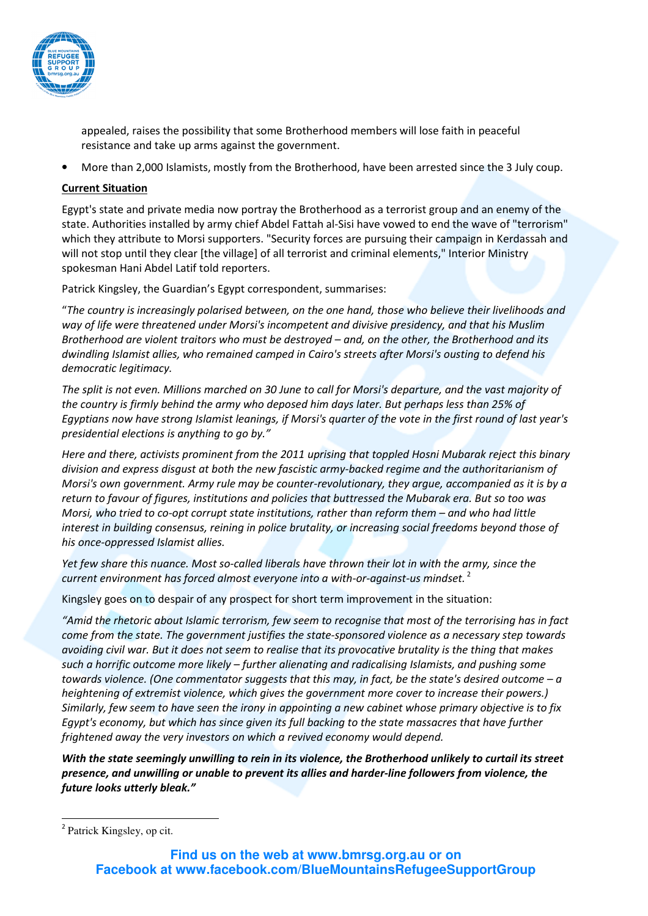appealed, raises the possibility that some Brotherhood members will lose faith in peaceful resistance and take up arms against the government.

- More than 2,000 Islamists, mostly from the Brotherhood, have been arrested since the 3 July coup.

**Current Situation**

Egypt's state and private media now portray the Brotherhood as a terrorist group and an enemy of the state. Authorities installed by army chief Abdel Fattah al-Sisi have vowed to end the wave of "terrorism" which they attribute to Morsi supporters. "Security forces are pursuing their campaign in Kerdassah and will not stop until they clear [the village] of all terrorist and criminal elements," Interior Ministry spokesman Hani Abdel Latif told reporters.

Patrick Kingsley, the Guardian's Egypt correspondent, summarises:

"*The country is increasingly polarised between, on the one hand, those who believe their livelihoods and way of life were threatened under Morsi's incompetent and divisive presidency, and that his Muslim Brotherhood are violent traitors who must be destroyed – and, on the other, the Brotherhood and its dwindling Islamist allies, who remained camped in Cairo's streets after Morsi's ousting to defend his democratic legitimacy.*

*The split is not even. Millions marched on 30 June to call for Morsi's departure, and the vast majority of the country is firmly behind the army who deposed him days later. But perhaps less than 25% of Egyptians now have strong Islamist leanings, if Morsi's quarter of the vote in the first round of last year's presidential elections is anything to go by."*

*Here and there, activists prominent from the 2011 uprising that toppled Hosni Mubarak reject this binary division and express disgust at both the new fascistic army-backed regime and the authoritarianism of Morsi's own government. Army rule may be counter-revolutionary, they argue, accompanied as it is by a return to favour of figures, institutions and policies that buttressed the Mubarak era. But so too was Morsi, who tried to co-opt corrupt state institutions, rather than reform them – and who had little interest in building consensus, reining in police brutality, or increasing social freedoms beyond those of his once-oppressed Islamist allies.*

*Yet few share this nuance. Most so-called liberals have thrown their lot in with the army, since the current environment has forced almost everyone into a with-or-against-us mindset.* [2]

Kingsley goes on to despair of any prospect for short term improvement in the situation:

*"Amid the rhetoric about Islamic terrorism, few seem to recognise that most of the terrorising has in fact come from the state. The government justifies the state-sponsored violence as a necessary step towards avoiding civil war. But it does not seem to realise that its provocative brutality is the thing that makes such a horrific outcome more likely – further alienating and radicalising Islamists, and pushing some towards violence. (One commentator suggests that this may, in fact, be the state's desired outcome – a heightening of extremist violence, which gives the government more cover to increase their powers.) Similarly, few seem to have seen the irony in appointing a new cabinet whose primary objective is to fix Egypt's economy, but which has since given its full backing to the state massacres that have further frightened away the very investors on which a revived economy would depend.*

***With the state seemingly unwilling to rein in its violence, the Brotherhood unlikely to curtail its street presence, and unwilling or unable to prevent its allies and harder-line followers from violence, the future looks utterly bleak."***

[2] Patrick Kingsley, op cit.

**Find us on the web at www.bmrsg.org.au or on Facebook at www.facebook.com/BlueMountainsRefugeeSupportGroup**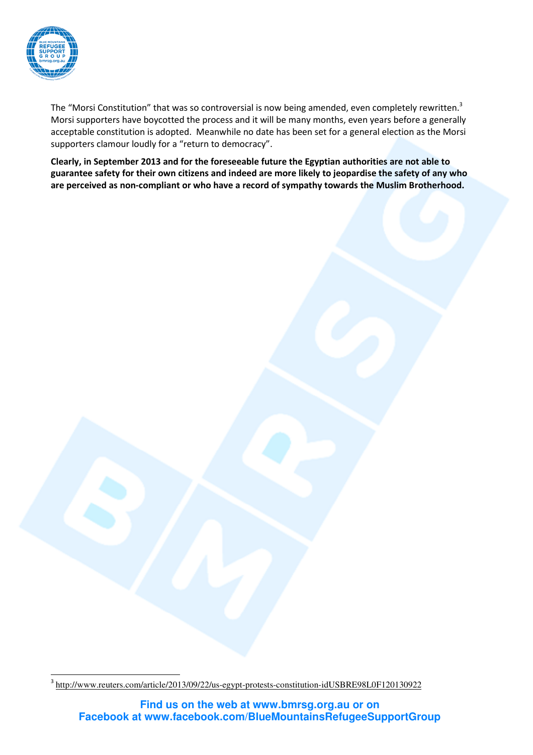The "Morsi Constitution" that was so controversial is now being amended, even completely rewritten.[3] Morsi supporters have boycotted the process and it will be many months, even years before a generally acceptable constitution is adopted. Meanwhile no date has been set for a general election as the Morsi supporters clamour loudly for a "return to democracy".

**Clearly, in September 2013 and for the foreseeable future the Egyptian authorities are not able to guarantee safety for their own citizens and indeed are more likely to jeopardise the safety of any who are perceived as non-compliant or who have a record of sympathy towards the Muslim Brotherhood.**

---

[3] http://www.reuters.com/article/2013/09/22/us-egypt-protests-constitution-idUSBRE98L0F120130922

**Find us on the web at www.bmrsg.org.au or on Facebook at www.facebook.com/BlueMountainsRefugeeSupportGroup**